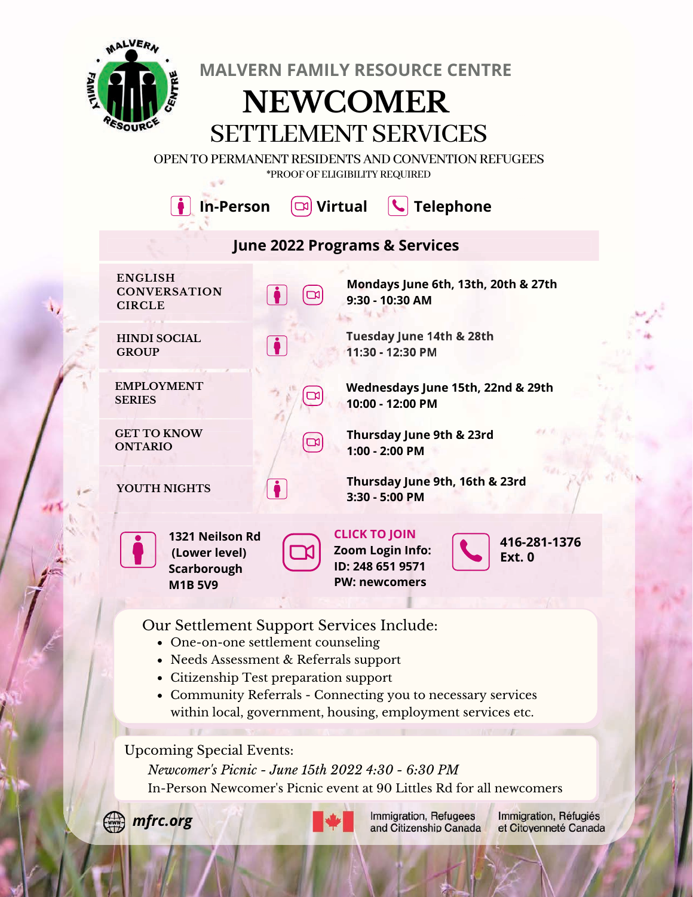MALVERN FAMILY RESOURCE CENTRE

# NEWCOMER SETTLEMENT SERVICES

OPEN TO PERMANENT RESIDENTS AND CONVENTION REFUGEES
*PROOF OF ELIGIBILITY REQUIRED

**In-Person** **Virtual** **Telephone**

## June 2022 Programs & Services

| Program | Format | Schedule |
|---|---|---|
| ENGLISH CONVERSATION CIRCLE | In-Person, Virtual | **Mondays June 6th, 13th, 20th & 27th**<br>**9:30 - 10:30 AM** |
| HINDI SOCIAL GROUP | In-Person | **Tuesday June 14th & 28th**<br>**11:30 - 12:30 PM** |
| EMPLOYMENT SERIES | Virtual | **Wednesdays June 15th, 22nd & 29th**<br>**10:00 - 12:00 PM** |
| GET TO KNOW ONTARIO | Virtual | **Thursday June 9th & 23rd**<br>**1:00 - 2:00 PM** |
| YOUTH NIGHTS | In-Person | **Thursday June 9th, 16th & 23rd**<br>**3:30 - 5:00 PM** |

**1321 Neilson Rd (Lower level) Scarborough M1B 5V9**

**CLICK TO JOIN**
**Zoom Login Info:**
**ID: 248 651 9571**
**PW: newcomers**

**416-281-1376 Ext. 0**

Our Settlement Support Services Include:

- One-on-one settlement counseling
- Needs Assessment & Referrals support
- Citizenship Test preparation support
- Community Referrals - Connecting you to necessary services within local, government, housing, employment services etc.

Upcoming Special Events:

*Newcomer's Picnic - June 15th 2022 4:30 - 6:30 PM*

In-Person Newcomer's Picnic event at 90 Littles Rd for all newcomers

***mfrc.org***

Immigration, Refugees and Citizenship Canada / Immigration, Réfugiés et Citoyenneté Canada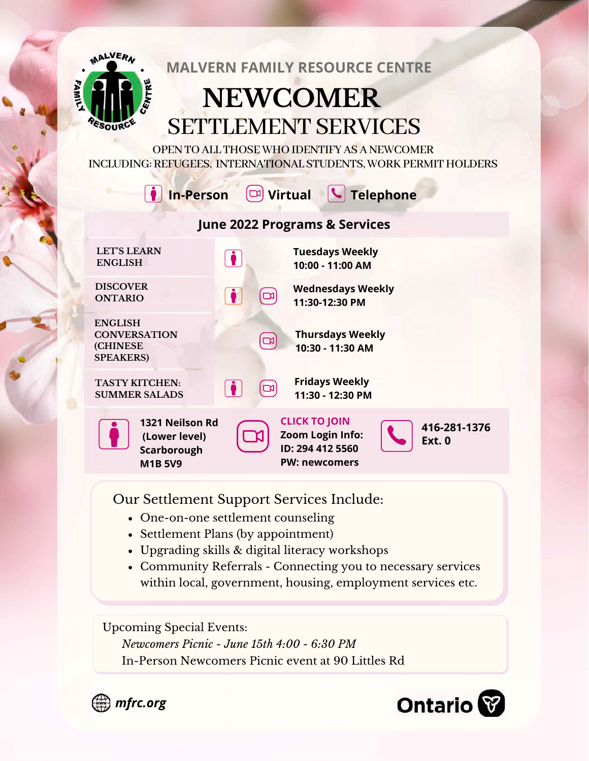MALVERN FAMILY RESOURCE CENTRE

# NEWCOMER
## SETTLEMENT SERVICES

OPEN TO ALL THOSE WHO IDENTIFY AS A NEWCOMER
INCLUDING: REFUGEES, INTERNATIONAL STUDENTS, WORK PERMIT HOLDERS

**In-Person** **Virtual** **Telephone**

### June 2022 Programs & Services

| Program | In-Person | Virtual | Schedule |
|---|---|---|---|
| LET'S LEARN ENGLISH | ✓ | | **Tuesdays Weekly 10:00 - 11:00 AM** |
| DISCOVER ONTARIO | ✓ | ✓ | **Wednesdays Weekly 11:30-12:30 PM** |
| ENGLISH CONVERSATION (CHINESE SPEAKERS) | | ✓ | **Thursdays Weekly 10:30 - 11:30 AM** |
| TASTY KITCHEN: SUMMER SALADS | ✓ | ✓ | **Fridays Weekly 11:30 - 12:30 PM** |

**1321 Neilson Rd (Lower level) Scarborough M1B 5V9**

**CLICK TO JOIN**
**Zoom Login Info:**
**ID: 294 412 5560**
**PW: newcomers**

**416-281-1376 Ext. 0**

Our Settlement Support Services Include:

- One-on-one settlement counseling
- Settlement Plans (by appointment)
- Upgrading skills & digital literacy workshops
- Community Referrals - Connecting you to necessary services within local, government, housing, employment services etc.

Upcoming Special Events:

*Newcomers Picnic - June 15th 4:00 - 6:30 PM*
In-Person Newcomers Picnic event at 90 Littles Rd

***mfrc.org***

Ontario